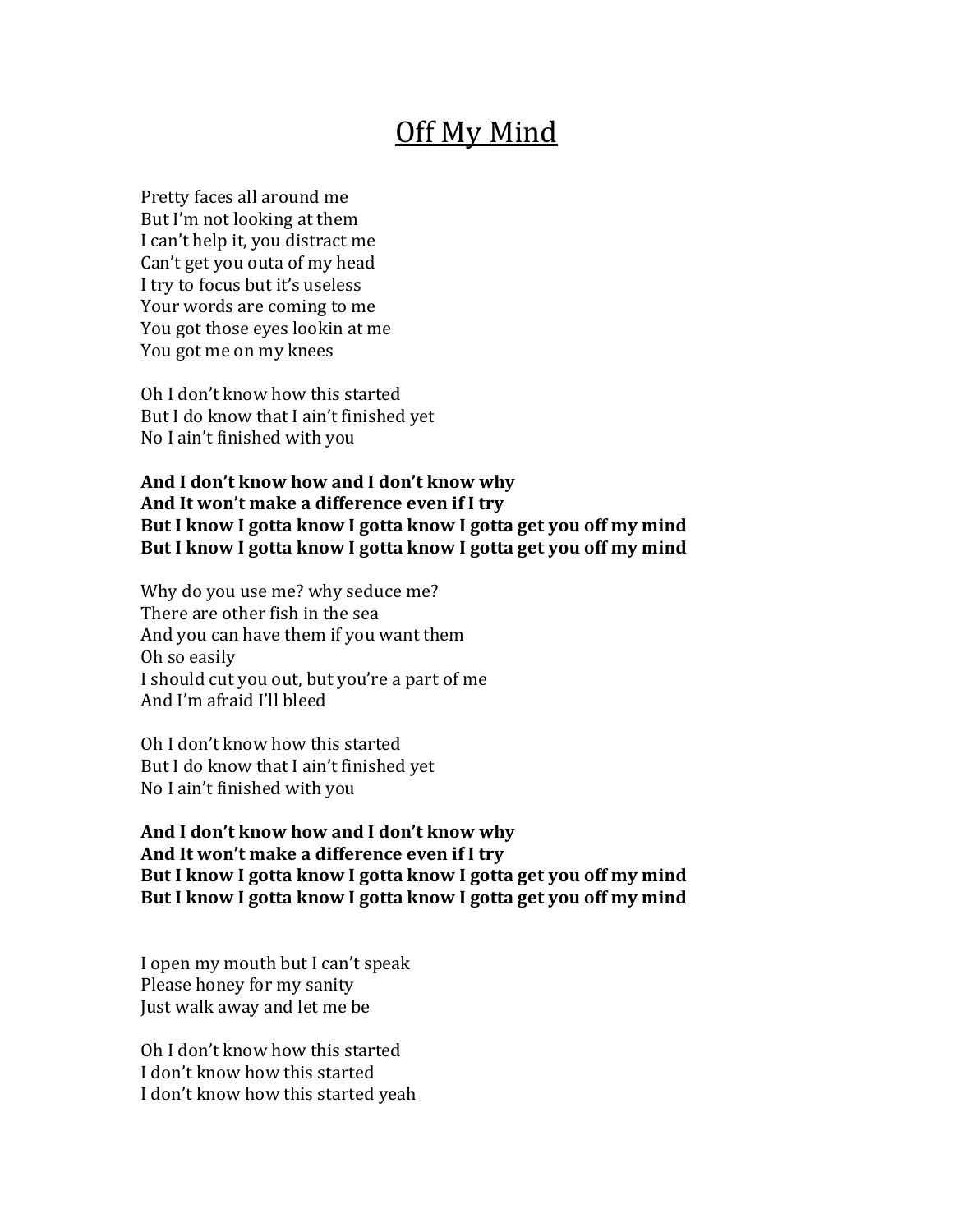# Off My Mind

Pretty faces all around me
But I'm not looking at them
I can't help it, you distract me
Can't get you outa of my head
I try to focus but it's useless
Your words are coming to me
You got those eyes lookin at me
You got me on my knees

Oh I don't know how this started
But I do know that I ain't finished yet
No I ain't finished with you

**And I don't know how and I don't know why**
**And It won't make a difference even if I try**
**But I know I gotta know I gotta know I gotta get you off my mind**
**But I know I gotta know I gotta know I gotta get you off my mind**

Why do you use me? why seduce me?
There are other fish in the sea
And you can have them if you want them
Oh so easily
I should cut you out, but you're a part of me
And I'm afraid I'll bleed

Oh I don't know how this started
But I do know that I ain't finished yet
No I ain't finished with you

**And I don't know how and I don't know why**
**And It won't make a difference even if I try**
**But I know I gotta know I gotta know I gotta get you off my mind**
**But I know I gotta know I gotta know I gotta get you off my mind**

I open my mouth but I can't speak
Please honey for my sanity
Just walk away and let me be

Oh I don't know how this started
I don't know how this started
I don't know how this started yeah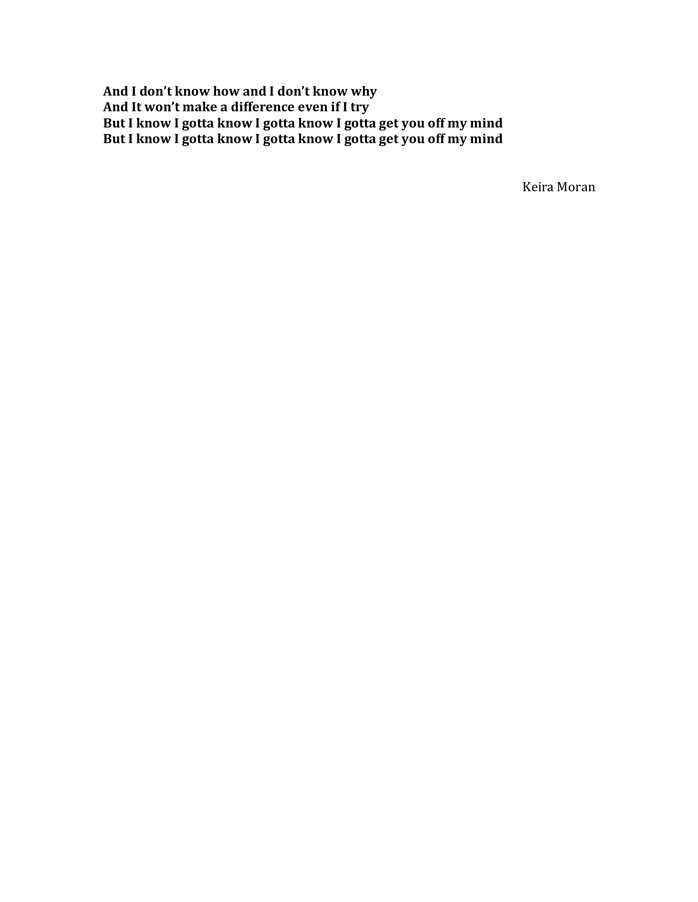**And I don't know how and I don't know why**
**And It won't make a difference even if I try**
**But I know I gotta know I gotta know I gotta get you off my mind**
**But I know I gotta know I gotta know I gotta get you off my mind**

Keira Moran